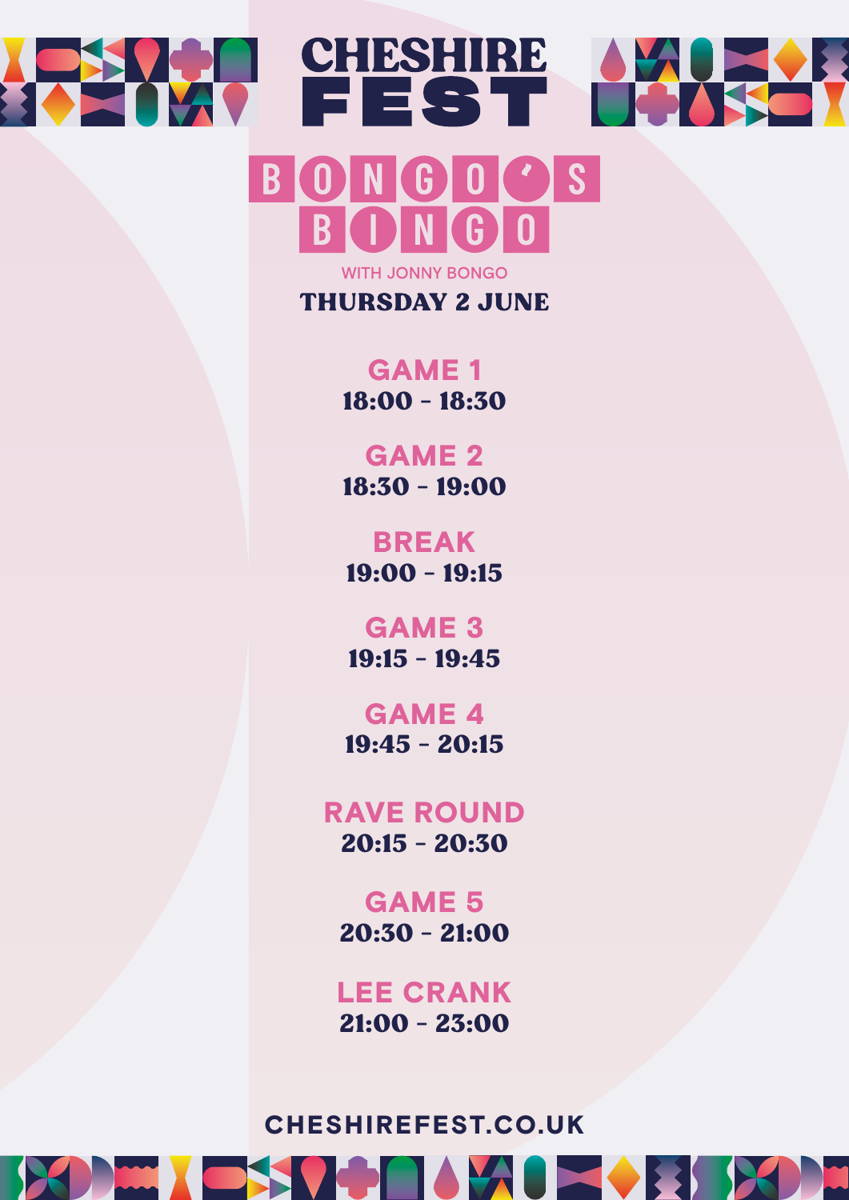# CHESHIRE FEST

## BONGO'S BINGO

WITH JONNY BONGO

**THURSDAY 2 JUNE**

**GAME 1**
18:00 - 18:30

**GAME 2**
18:30 - 19:00

**BREAK**
19:00 - 19:15

**GAME 3**
19:15 - 19:45

**GAME 4**
19:45 - 20:15

**RAVE ROUND**
20:15 - 20:30

**GAME 5**
20:30 - 21:00

**LEE CRANK**
21:00 - 23:00

CHESHIREFEST.CO.UK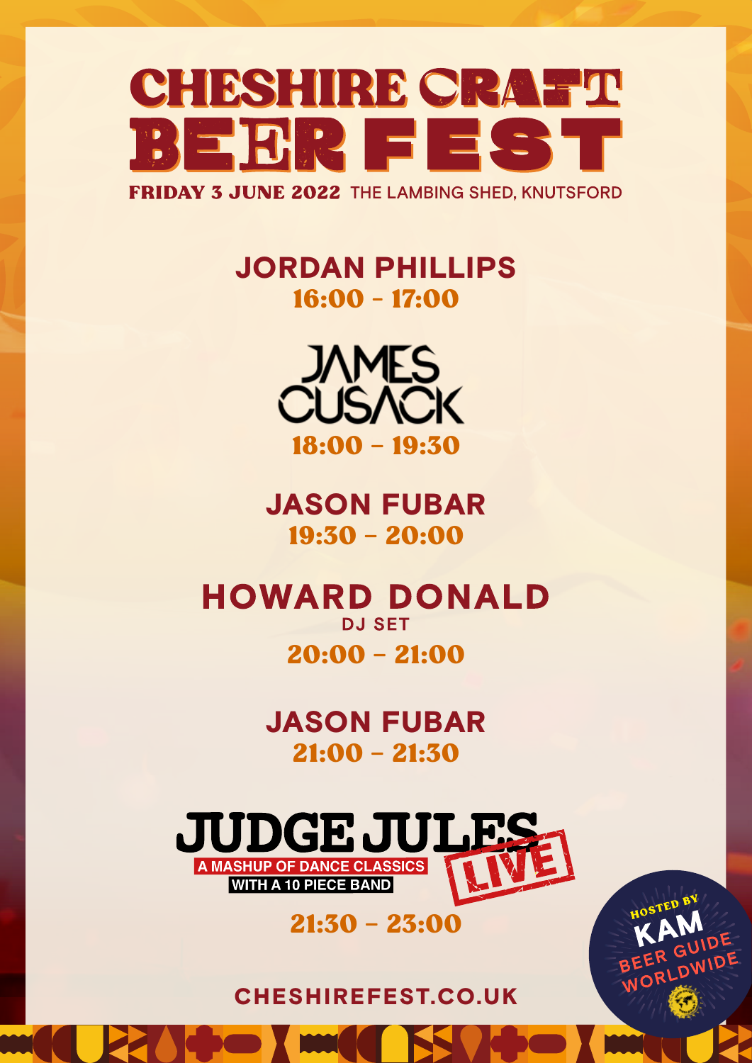# CHESHIRE CRAFT BEER FEST

**FRIDAY 3 JUNE 2022** THE LAMBING SHED, KNUTSFORD

## JORDAN PHILLIPS
16:00 – 17:00

## JAMES CUSACK
18:00 – 19:30

## JASON FUBAR
19:30 – 20:00

## HOWARD DONALD
DJ SET

20:00 – 21:00

## JASON FUBAR
21:00 – 21:30

## JUDGE JULES LIVE
A MASHUP OF DANCE CLASSICS

WITH A 10 PIECE BAND

21:30 – 23:00

CHESHIREFEST.CO.UK

HOSTED BY KAM BEER GUIDE WORLDWIDE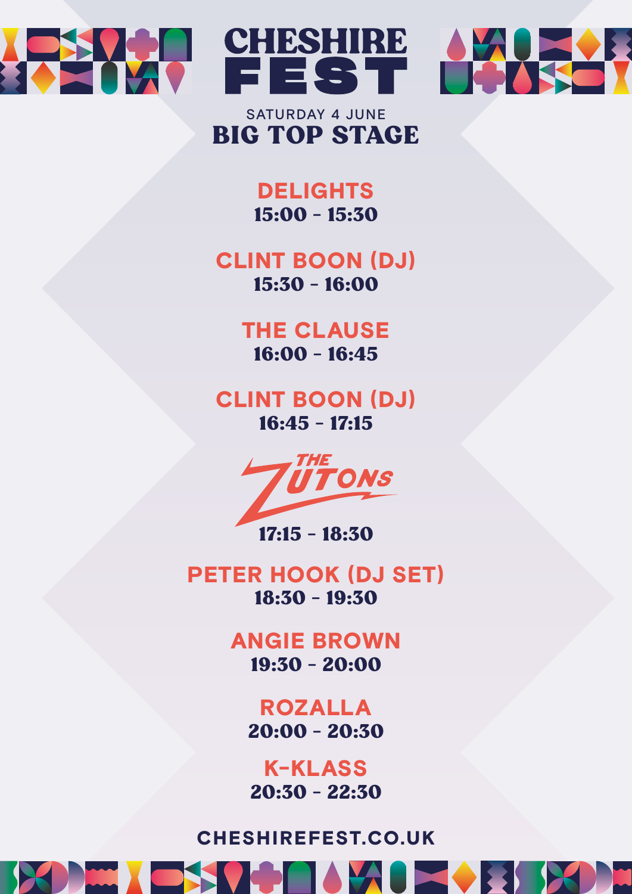# CHESHIRE FEST

SATURDAY 4 JUNE

## BIG TOP STAGE

**DELIGHTS**
15:00 - 15:30

**CLINT BOON (DJ)**
15:30 - 16:00

**THE CLAUSE**
16:00 - 16:45

**CLINT BOON (DJ)**
16:45 - 17:15

**THE ZUTONS**
17:15 - 18:30

**PETER HOOK (DJ SET)**
18:30 - 19:30

**ANGIE BROWN**
19:30 - 20:00

**ROZALLA**
20:00 - 20:30

**K-KLASS**
20:30 - 22:30

CHESHIREFEST.CO.UK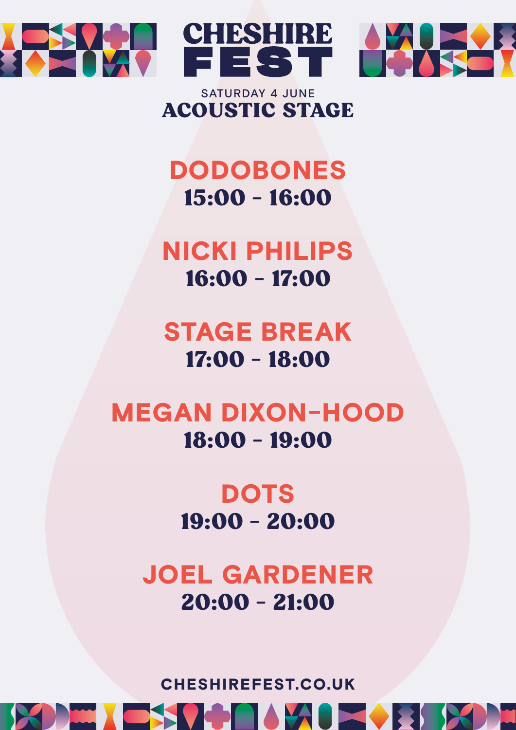# CHESHIRE FEST

SATURDAY 4 JUNE

## ACOUSTIC STAGE

**DODOBONES**
15:00 - 16:00

**NICKI PHILIPS**
16:00 - 17:00

**STAGE BREAK**
17:00 - 18:00

**MEGAN DIXON-HOOD**
18:00 - 19:00

**DOTS**
19:00 - 20:00

**JOEL GARDENER**
20:00 - 21:00

CHESHIREFEST.CO.UK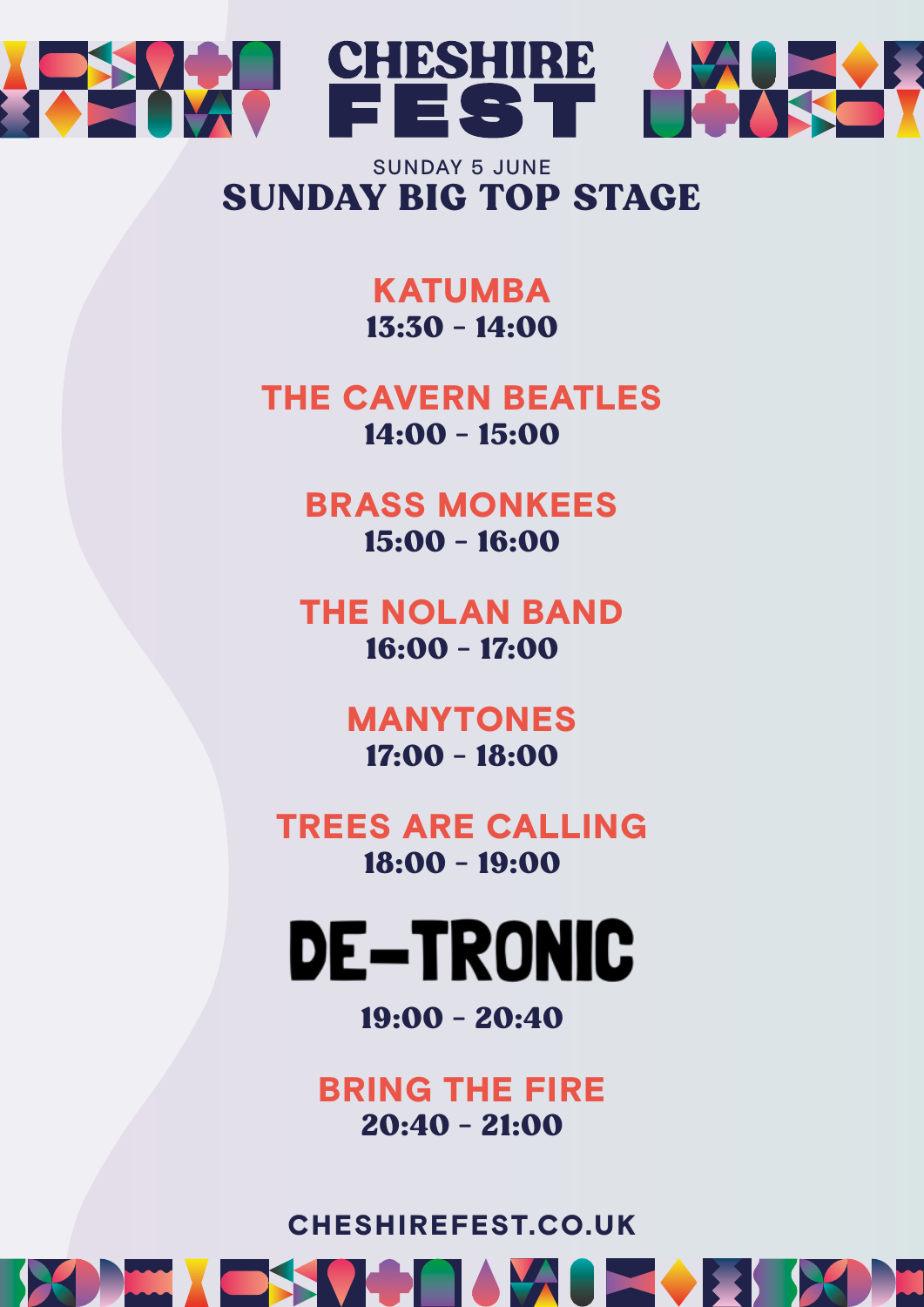# CHESHIRE FEST

SUNDAY 5 JUNE

## SUNDAY BIG TOP STAGE

**KATUMBA**
13:30 - 14:00

**THE CAVERN BEATLES**
14:00 - 15:00

**BRASS MONKEES**
15:00 - 16:00

**THE NOLAN BAND**
16:00 - 17:00

**MANYTONES**
17:00 - 18:00

**TREES ARE CALLING**
18:00 - 19:00

**DE-TRONIC**
19:00 - 20:40

**BRING THE FIRE**
20:40 - 21:00

CHESHIREFEST.CO.UK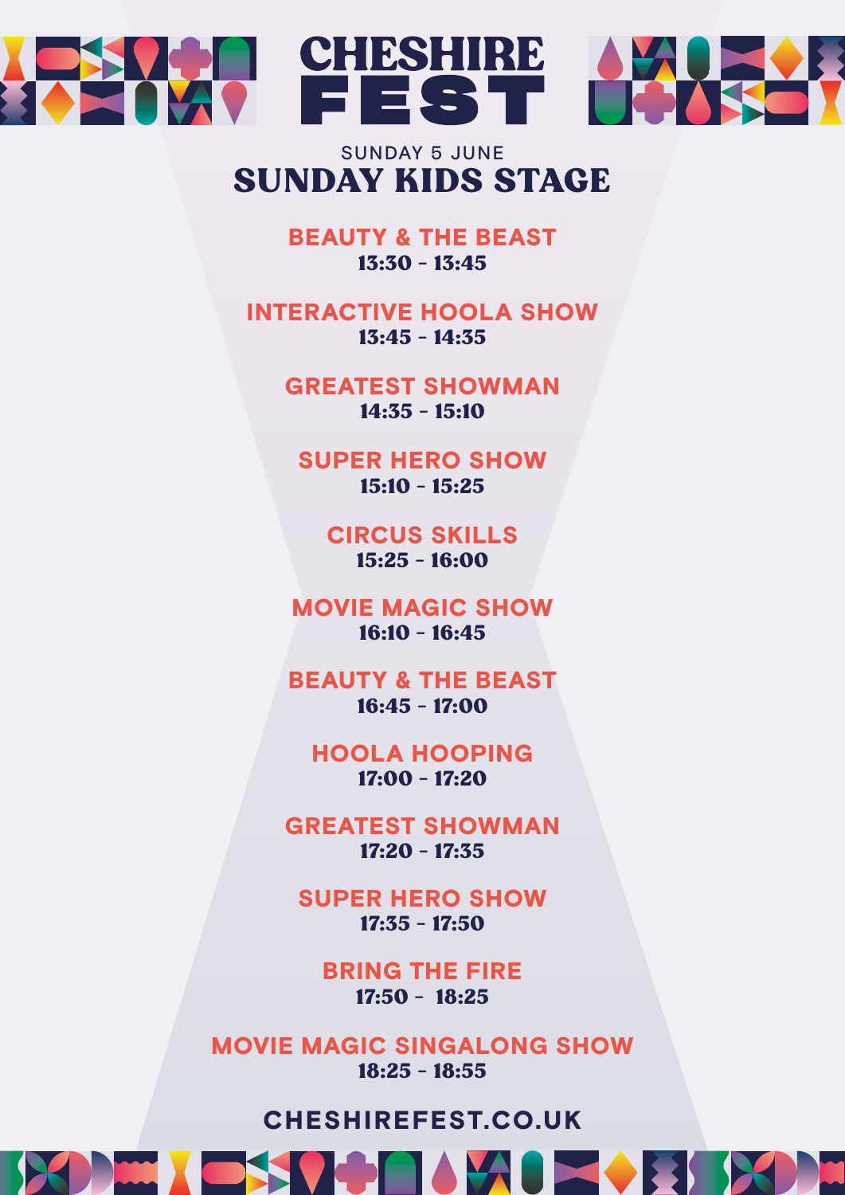# CHESHIRE FEST

SUNDAY 5 JUNE

## SUNDAY KIDS STAGE

**BEAUTY & THE BEAST**
13:30 - 13:45

**INTERACTIVE HOOLA SHOW**
13:45 - 14:35

**GREATEST SHOWMAN**
14:35 - 15:10

**SUPER HERO SHOW**
15:10 - 15:25

**CIRCUS SKILLS**
15:25 - 16:00

**MOVIE MAGIC SHOW**
16:10 - 16:45

**BEAUTY & THE BEAST**
16:45 - 17:00

**HOOLA HOOPING**
17:00 - 17:20

**GREATEST SHOWMAN**
17:20 - 17:35

**SUPER HERO SHOW**
17:35 - 17:50

**BRING THE FIRE**
17:50 - 18:25

**MOVIE MAGIC SINGALONG SHOW**
18:25 - 18:55

**CHESHIREFEST.CO.UK**